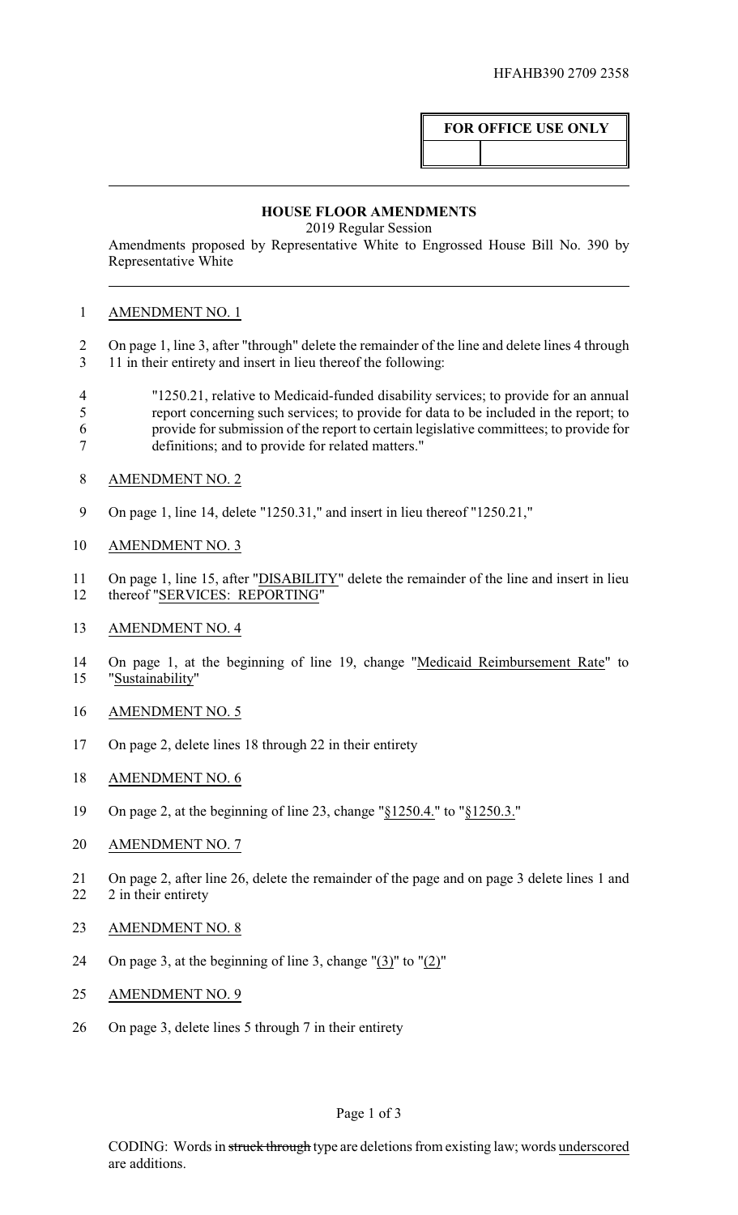HFAHB390 2709 2358

| FOR OFFICE USE ONLY | |
|---|---|
| | |

## HOUSE FLOOR AMENDMENTS

2019 Regular Session

Amendments proposed by Representative White to Engrossed House Bill No. 390 by Representative White

AMENDMENT NO. 1

On page 1, line 3, after "through" delete the remainder of the line and delete lines 4 through 11 in their entirety and insert in lieu thereof the following:

> "1250.21, relative to Medicaid-funded disability services; to provide for an annual report concerning such services; to provide for data to be included in the report; to provide for submission of the report to certain legislative committees; to provide for definitions; and to provide for related matters."

AMENDMENT NO. 2

On page 1, line 14, delete "1250.31," and insert in lieu thereof "1250.21,"

AMENDMENT NO. 3

On page 1, line 15, after "DISABILITY" delete the remainder of the line and insert in lieu thereof "SERVICES: REPORTING"

AMENDMENT NO. 4

On page 1, at the beginning of line 19, change "Medicaid Reimbursement Rate" to "Sustainability"

AMENDMENT NO. 5

On page 2, delete lines 18 through 22 in their entirety

AMENDMENT NO. 6

On page 2, at the beginning of line 23, change "§1250.4." to "§1250.3."

AMENDMENT NO. 7

On page 2, after line 26, delete the remainder of the page and on page 3 delete lines 1 and 2 in their entirety

AMENDMENT NO. 8

On page 3, at the beginning of line 3, change "(3)" to "(2)"

AMENDMENT NO. 9

On page 3, delete lines 5 through 7 in their entirety

CODING: Words in ~~struck through~~ type are deletions from existing law; words underscored are additions.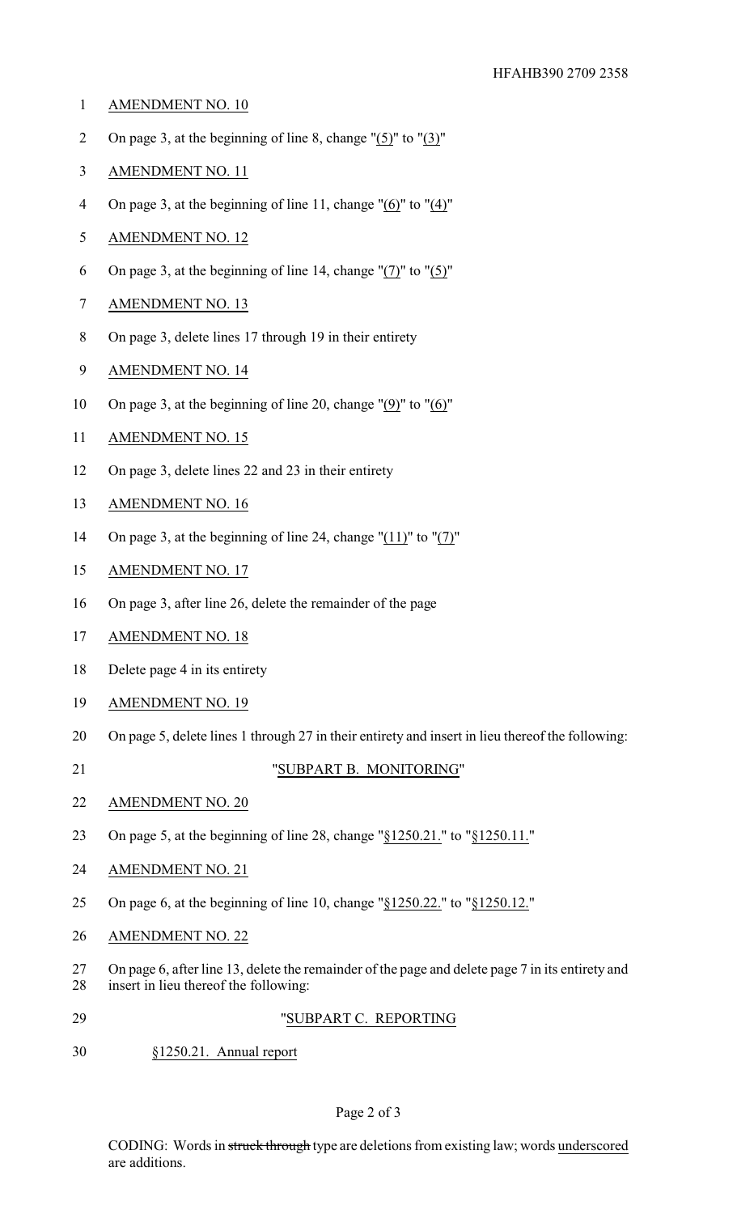AMENDMENT NO. 10

On page 3, at the beginning of line 8, change "(5)" to "(3)"

AMENDMENT NO. 11

On page 3, at the beginning of line 11, change "(6)" to "(4)"

AMENDMENT NO. 12

On page 3, at the beginning of line 14, change "(7)" to "(5)"

AMENDMENT NO. 13

On page 3, delete lines 17 through 19 in their entirety

AMENDMENT NO. 14

On page 3, at the beginning of line 20, change "(9)" to "(6)"

AMENDMENT NO. 15

On page 3, delete lines 22 and 23 in their entirety

AMENDMENT NO. 16

On page 3, at the beginning of line 24, change "(11)" to "(7)"

AMENDMENT NO. 17

On page 3, after line 26, delete the remainder of the page

AMENDMENT NO. 18

Delete page 4 in its entirety

AMENDMENT NO. 19

On page 5, delete lines 1 through 27 in their entirety and insert in lieu thereof the following:

"SUBPART B. MONITORING"

AMENDMENT NO. 20

On page 5, at the beginning of line 28, change "§1250.21." to "§1250.11."

AMENDMENT NO. 21

On page 6, at the beginning of line 10, change "§1250.22." to "§1250.12."

AMENDMENT NO. 22

On page 6, after line 13, delete the remainder of the page and delete page 7 in its entirety and insert in lieu thereof the following:

"SUBPART C. REPORTING

§1250.21. Annual report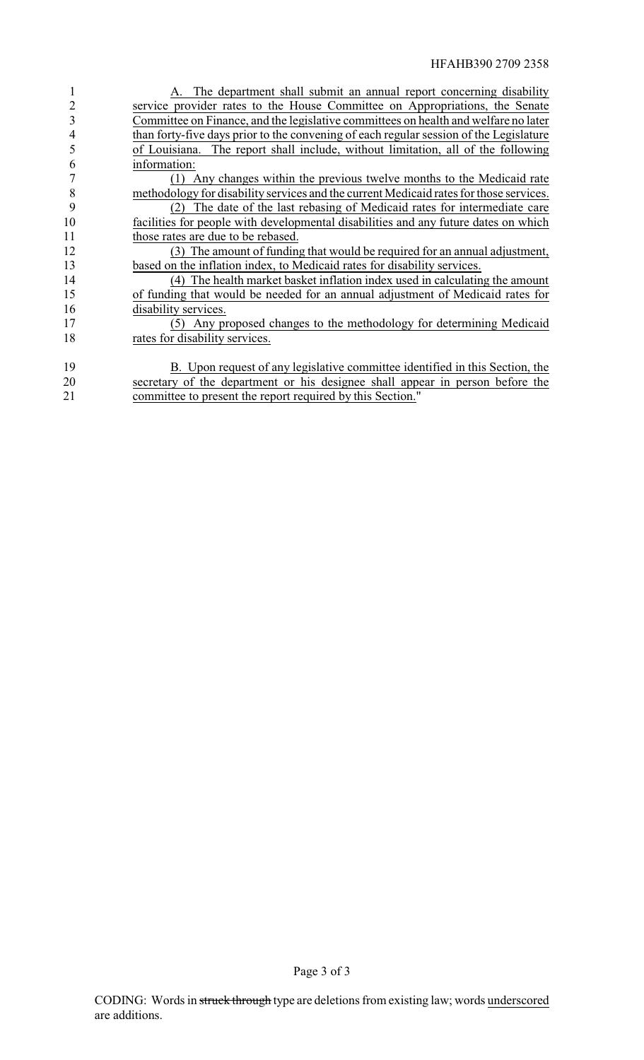A. The department shall submit an annual report concerning disability service provider rates to the House Committee on Appropriations, the Senate Committee on Finance, and the legislative committees on health and welfare no later than forty-five days prior to the convening of each regular session of the Legislature of Louisiana. The report shall include, without limitation, all of the following information:

(1) Any changes within the previous twelve months to the Medicaid rate methodology for disability services and the current Medicaid rates for those services.

(2) The date of the last rebasing of Medicaid rates for intermediate care facilities for people with developmental disabilities and any future dates on which those rates are due to be rebased.

(3) The amount of funding that would be required for an annual adjustment, based on the inflation index, to Medicaid rates for disability services.

(4) The health market basket inflation index used in calculating the amount of funding that would be needed for an annual adjustment of Medicaid rates for disability services.

(5) Any proposed changes to the methodology for determining Medicaid rates for disability services.

B. Upon request of any legislative committee identified in this Section, the secretary of the department or his designee shall appear in person before the committee to present the report required by this Section."

CODING: Words in ~~struck through~~ type are deletions from existing law; words underscored are additions.